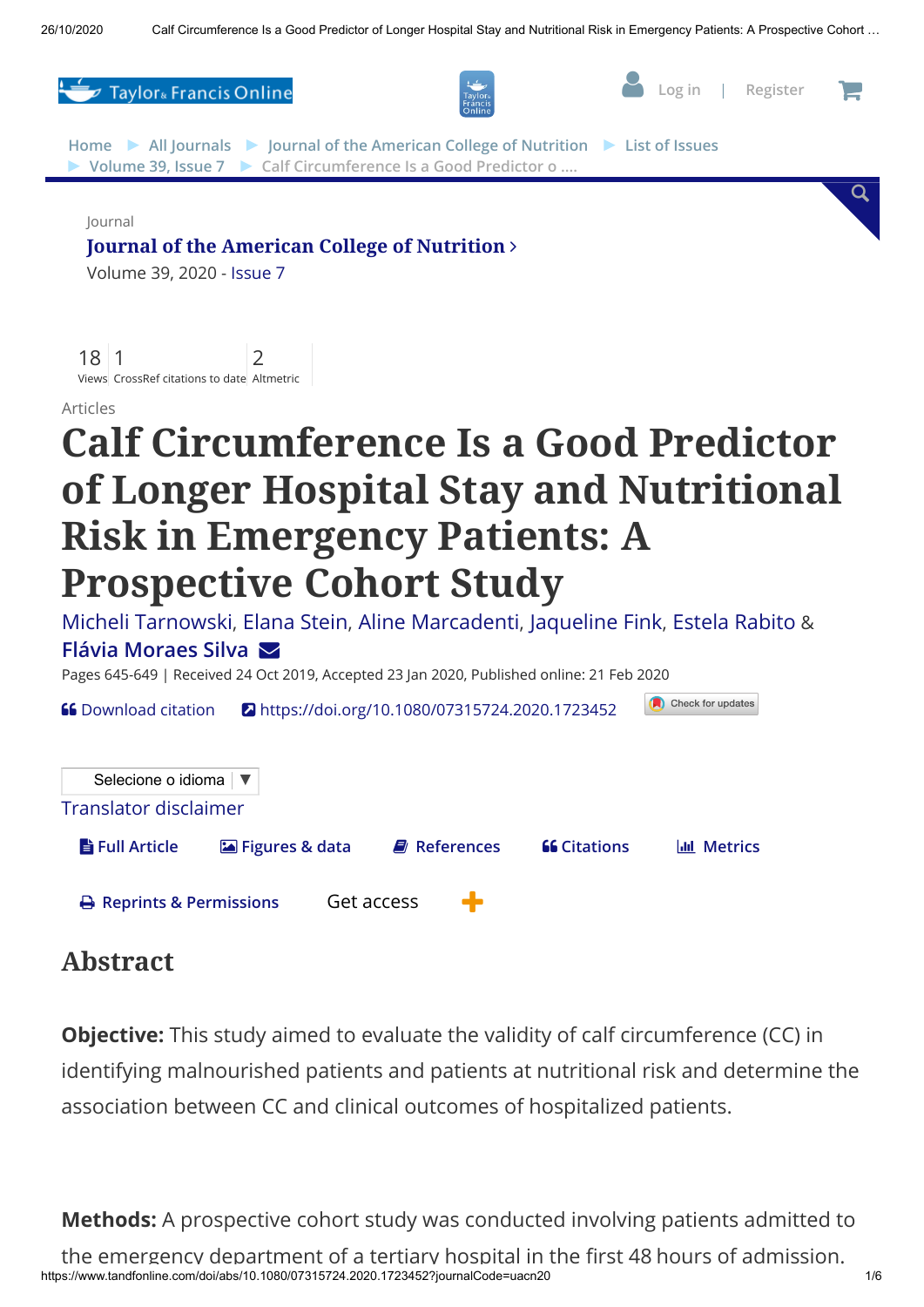Journal

**Journal of the American College of Nutrition**

Volume 39, 2020 - Issue 7

18 Views | 1 CrossRef citations to date | 2 Altmetric

Articles

# Calf Circumference Is a Good Predictor of Longer Hospital Stay and Nutritional Risk in Emergency Patients: A Prospective Cohort Study

Micheli Tarnowski, Elana Stein, Aline Marcadenti, Jaqueline Fink, Estela Rabito & **Flávia Moraes Silva**

Pages 645-649 | Received 24 Oct 2019, Accepted 23 Jan 2020, Published online: 21 Feb 2020

https://doi.org/10.1080/07315724.2020.1723452

## Abstract

**Objective:** This study aimed to evaluate the validity of calf circumference (CC) in identifying malnourished patients and patients at nutritional risk and determine the association between CC and clinical outcomes of hospitalized patients.

**Methods:** A prospective cohort study was conducted involving patients admitted to the emergency department of a tertiary hospital in the first 48 hours of admission.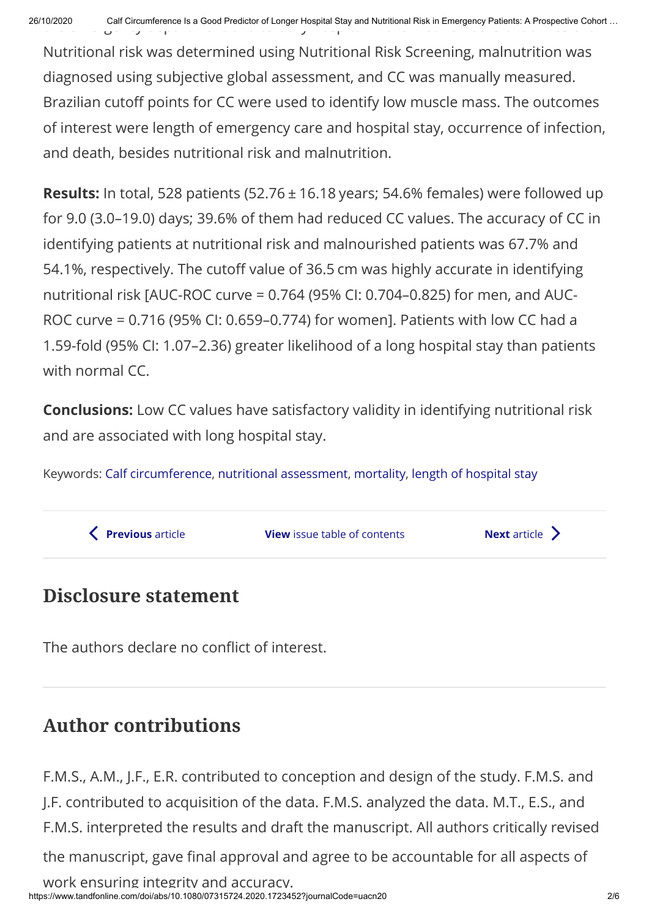Nutritional risk was determined using Nutritional Risk Screening, malnutrition was diagnosed using subjective global assessment, and CC was manually measured. Brazilian cutoff points for CC were used to identify low muscle mass. The outcomes of interest were length of emergency care and hospital stay, occurrence of infection, and death, besides nutritional risk and malnutrition.

**Results:** In total, 528 patients (52.76 ± 16.18 years; 54.6% females) were followed up for 9.0 (3.0–19.0) days; 39.6% of them had reduced CC values. The accuracy of CC in identifying patients at nutritional risk and malnourished patients was 67.7% and 54.1%, respectively. The cutoff value of 36.5 cm was highly accurate in identifying nutritional risk [AUC-ROC curve = 0.764 (95% CI: 0.704–0.825) for men, and AUC-ROC curve = 0.716 (95% CI: 0.659–0.774) for women]. Patients with low CC had a 1.59-fold (95% CI: 1.07–2.36) greater likelihood of a long hospital stay than patients with normal CC.

**Conclusions:** Low CC values have satisfactory validity in identifying nutritional risk and are associated with long hospital stay.

Keywords: Calf circumference, nutritional assessment, mortality, length of hospital stay

## Disclosure statement

The authors declare no conflict of interest.

## Author contributions

F.M.S., A.M., J.F., E.R. contributed to conception and design of the study. F.M.S. and J.F. contributed to acquisition of the data. F.M.S. analyzed the data. M.T., E.S., and F.M.S. interpreted the results and draft the manuscript. All authors critically revised the manuscript, gave final approval and agree to be accountable for all aspects of work ensuring integrity and accuracy.